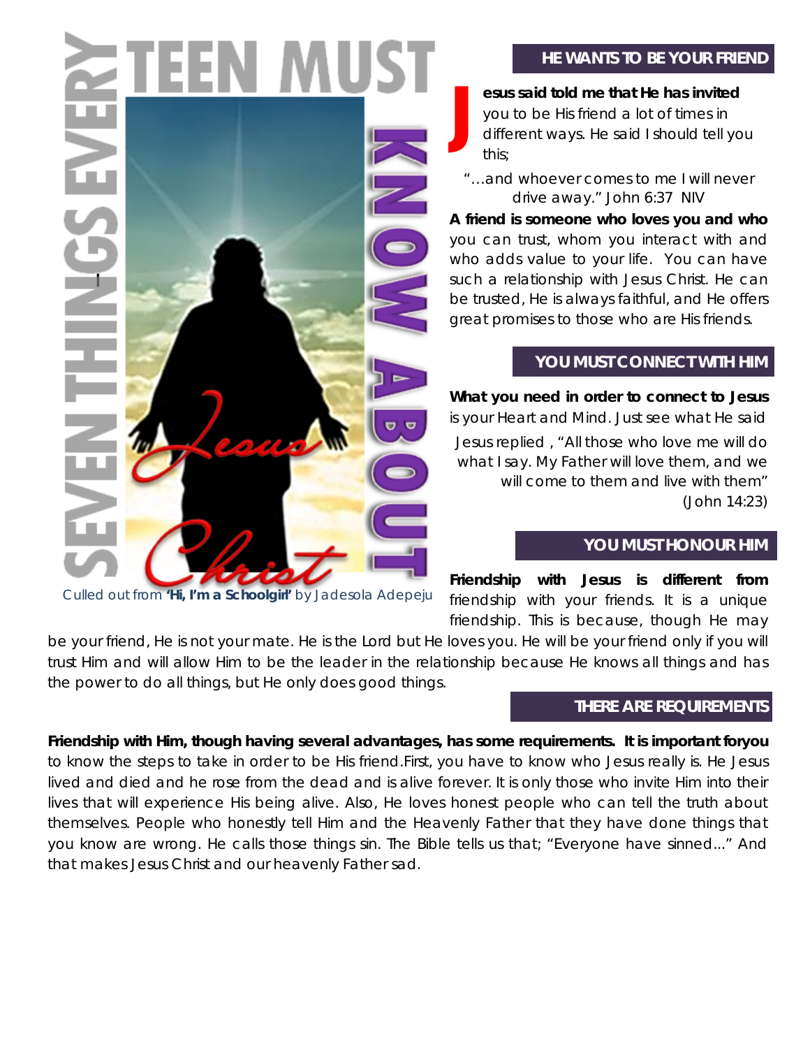# SEVEN THINGS EVERY TEEN MUST KNOW ABOUT Jesus Christ

Culled out from **'Hi, I'm a Schoolgirl'** by Jadesola Adepeju

## HE WANTS TO BE YOUR FRIEND

**Jesus said told me that He has invited** you to be His friend a lot of times in different ways. He said I should tell you this;

"…and whoever comes to me I will never drive away." John 6:37 NIV

**A friend is someone who loves you and who** you can trust, whom you interact with and who adds value to your life. You can have such a relationship with Jesus Christ. He can be trusted, He is always faithful, and He offers great promises to those who are His friends.

## YOU MUST CONNECT WITH HIM

**What you need in order to connect to Jesus** is your Heart and Mind. Just see what He said

Jesus replied , "All those who love me will do what I say. My Father will love them, and we will come to them and live with them" (John 14:23)

## YOU MUST HONOUR HIM

**Friendship with Jesus is different from** friendship with your friends. It is a unique friendship. This is because, though He may be your friend, He is not your mate. He is the Lord but He loves you. He will be your friend only if you will trust Him and will allow Him to be the leader in the relationship because He knows all things and has the power to do all things, but He only does good things.

## THERE ARE REQUIREMENTS

**Friendship with Him, though having several advantages, has some requirements. It is important foryou** to know the steps to take in order to be His friend.First, you have to know who Jesus really is. He Jesus lived and died and he rose from the dead and is alive forever. It is only those who invite Him into their lives that will experience His being alive. Also, He loves honest people who can tell the truth about themselves. People who honestly tell Him and the Heavenly Father that they have done things that you know are wrong. He calls those things sin. The Bible tells us that; "Everyone have sinned…" And that makes Jesus Christ and our heavenly Father sad.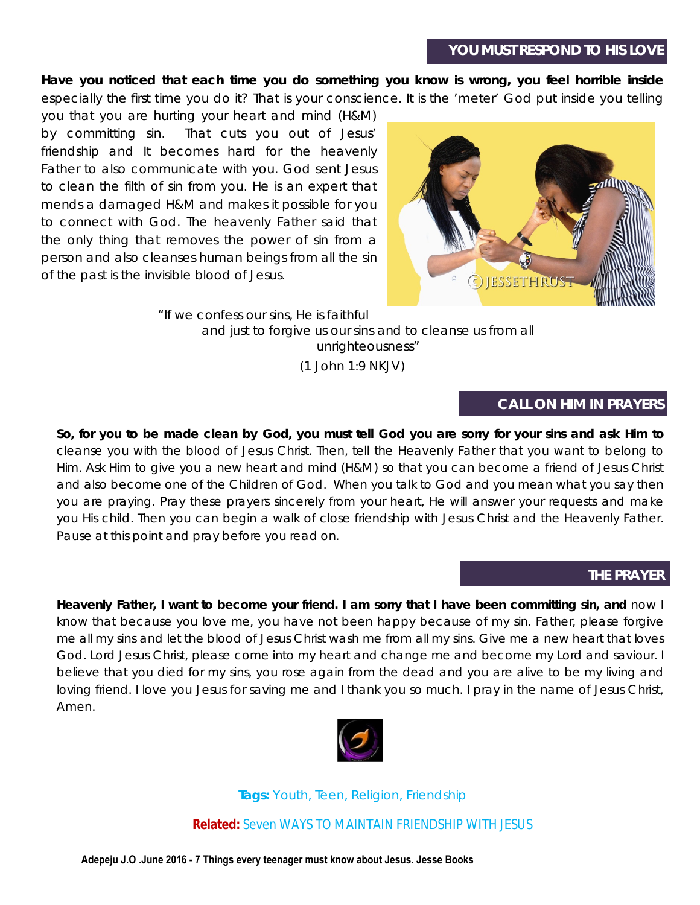## YOU MUST RESPOND TO HIS LOVE

**Have you noticed that each time you do something you know is wrong, you feel horrible inside** especially the first time you do it? That is your conscience. It is the 'meter' God put inside you telling you that you are hurting your heart and mind (H&M) by committing sin. That cuts you out of Jesus' friendship and It becomes hard for the heavenly Father to also communicate with you. God sent Jesus to clean the filth of sin from you. He is an expert that mends a damaged H&M and makes it possible for you to connect with God. The heavenly Father said that the only thing that removes the power of sin from a person and also cleanses human beings from all the sin of the past is the invisible blood of Jesus.

"If we confess our sins, He is faithful and just to forgive us our sins and to cleanse us from all unrighteousness"
(1 John 1:9 NKJV)

## CALL ON HIM IN PRAYERS

**So, for you to be made clean by God, you must tell God you are sorry for your sins and ask Him to** cleanse you with the blood of Jesus Christ. Then, tell the Heavenly Father that you want to belong to Him. Ask Him to give you a new heart and mind (H&M) so that you can become a friend of Jesus Christ and also become one of the Children of God. When you talk to God and you mean what you say then you are praying. Pray these prayers sincerely from your heart, He will answer your requests and make you His child. Then you can begin a walk of close friendship with Jesus Christ and the Heavenly Father. Pause at this point and pray before you read on.

## THE PRAYER

**Heavenly Father, I want to become your friend. I am sorry that I have been committing sin, and** now I know that because you love me, you have not been happy because of my sin. Father, please forgive me all my sins and let the blood of Jesus Christ wash me from all my sins. Give me a new heart that loves God. Lord Jesus Christ, please come into my heart and change me and become my Lord and saviour. I believe that you died for my sins, you rose again from the dead and you are alive to be my living and loving friend. I love you Jesus for saving me and I thank you so much. I pray in the name of Jesus Christ, Amen.

**Tags:** Youth, Teen, Religion, Friendship

**Related:** Seven WAYS TO MAINTAIN FRIENDSHIP WITH JESUS

**Adepeju J.O .June 2016 - 7 Things every teenager must know about Jesus. Jesse Books**